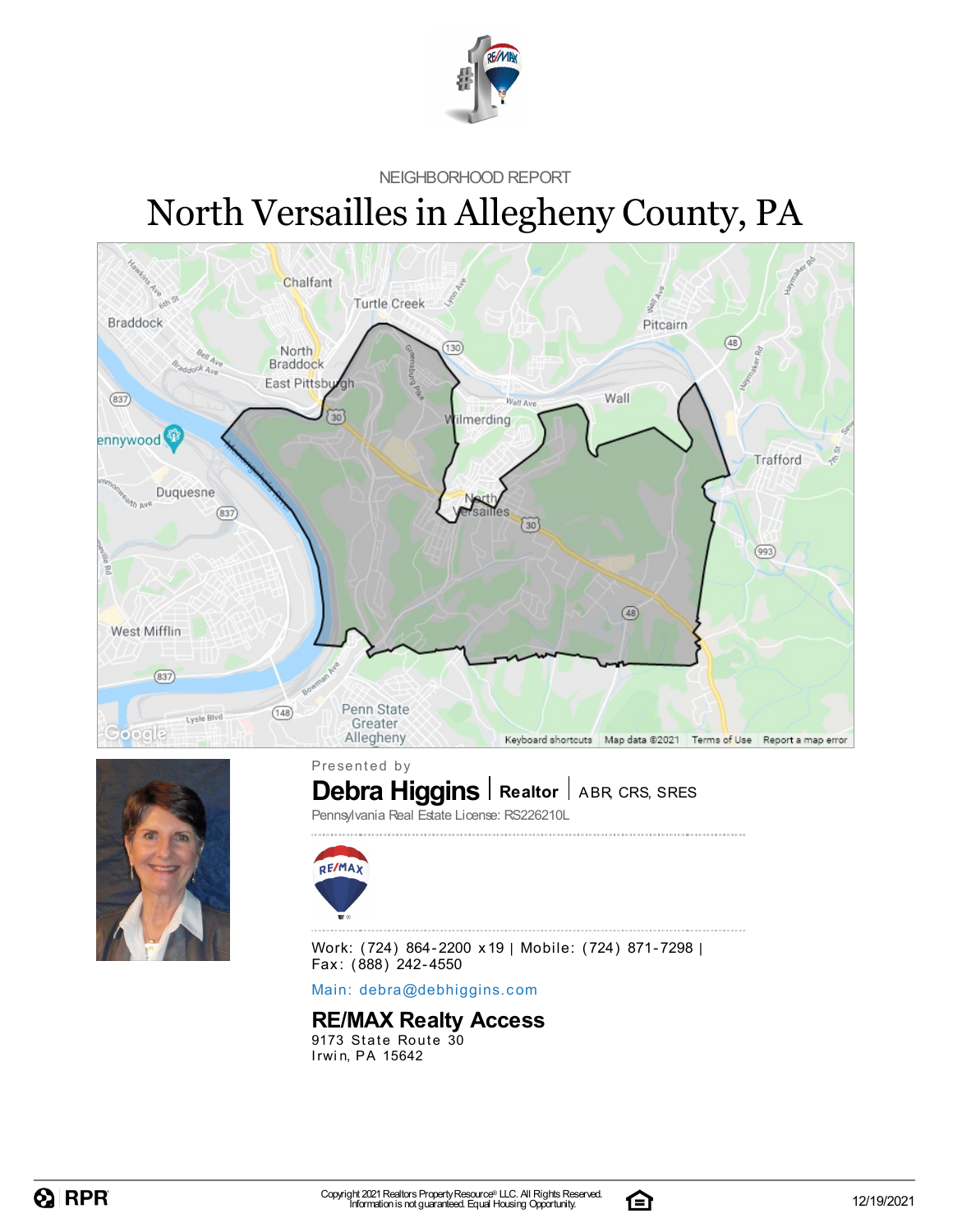NEIGHBORHOOD REPORT

# North Versailles in Allegheny County, PA

Presented by

**Debra Higgins** | **Realtor** | ABR, CRS, SRES

Pennsylvania Real Estate License: RS226210L

Work: (724) 864-2200 x19 | Mobile: (724) 871-7298 | Fax: (888) 242-4550

Main: debra@debhiggins.com

## RE/MAX Realty Access

9173 State Route 30
Irwin, PA 15642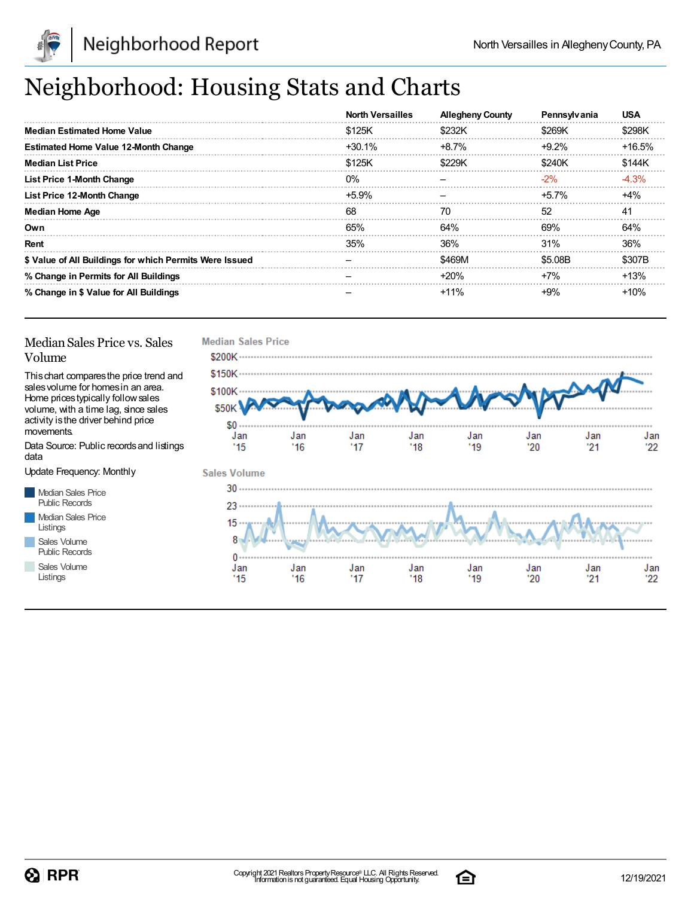# Neighborhood: Housing Stats and Charts

| | North Versailles | Allegheny County | Pennsylvania | USA |
|---|---|---|---|---|
| **Median Estimated Home Value** | $125K | $232K | $269K | $298K |
| **Estimated Home Value 12-Month Change** | +30.1% | +8.7% | +9.2% | +16.5% |
| **Median List Price** | $125K | $229K | $240K | $144K |
| **List Price 1-Month Change** | 0% | – | -2% | -4.3% |
| **List Price 12-Month Change** | +5.9% | – | +5.7% | +4% |
| **Median Home Age** | 68 | 70 | 52 | 41 |
| **Own** | 65% | 64% | 69% | 64% |
| **Rent** | 35% | 36% | 31% | 36% |
| **$ Value of All Buildings for which Permits Were Issued** | – | $469M | $5.08B | $307B |
| **% Change in Permits for All Buildings** | – | +20% | +7% | +13% |
| **% Change in $ Value for All Buildings** | – | +11% | +9% | +10% |

## Median Sales Price vs. Sales Volume

This chart compares the price trend and sales volume for homes in an area. Home prices typically follow sales volume, with a time lag, since sales activity is the driver behind price movements.

Data Source: Public records and listings data

Update Frequency: Monthly

- Median Sales Price Public Records
- Median Sales Price Listings
- Sales Volume Public Records
- Sales Volume Listings

**Median Sales Price**

$200K, $150K, $100K, $50K, $0

Jan '15, Jan '16, Jan '17, Jan '18, Jan '19, Jan '20, Jan '21, Jan '22

**Sales Volume**

30, 23, 15, 8, 0

Jan '15, Jan '16, Jan '17, Jan '18, Jan '19, Jan '20, Jan '21, Jan '22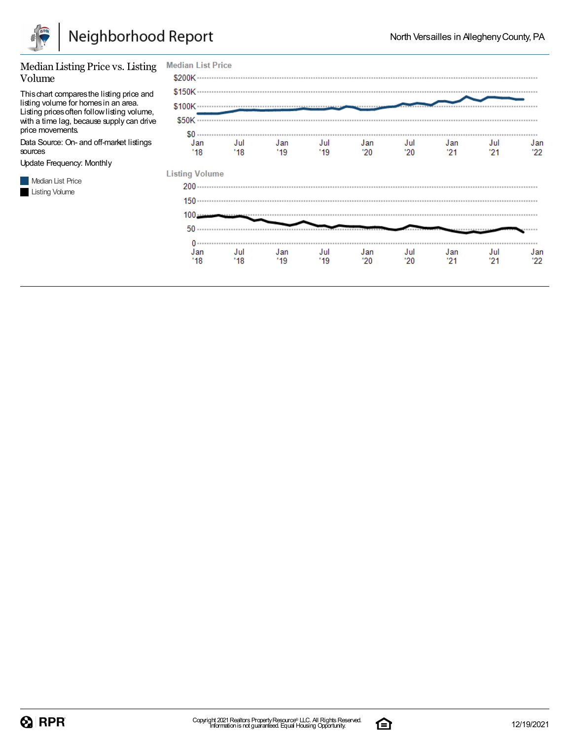## Median Listing Price vs. Listing Volume

This chart compares the listing price and listing volume for homes in an area. Listing prices often follow listing volume, with a time lag, because supply can drive price movements.

Data Source: On- and off-market listings sources

Update Frequency: Monthly

- Median List Price
- Listing Volume

**Median List Price**

$200K, $150K, $100K, $50K, $0

Jan '18, Jul '18, Jan '19, Jul '19, Jan '20, Jul '20, Jan '21, Jul '21, Jan '22

**Listing Volume**

200, 150, 100, 50, 0

Jan '18, Jul '18, Jan '19, Jul '19, Jan '20, Jul '20, Jan '21, Jul '21, Jan '22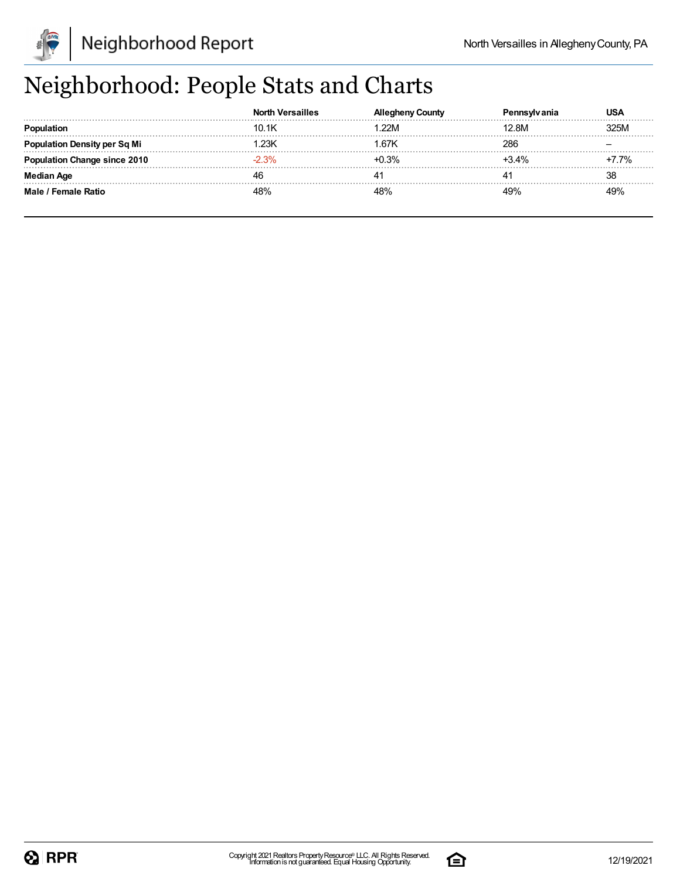# Neighborhood: People Stats and Charts

| | North Versailles | Allegheny County | Pennsylvania | USA |
|---|---|---|---|---|
| **Population** | 10.1K | 1.22M | 12.8M | 325M |
| **Population Density per Sq Mi** | 1.23K | 1.67K | 286 | – |
| **Population Change since 2010** | -2.3% | +0.3% | +3.4% | +7.7% |
| **Median Age** | 46 | 41 | 41 | 38 |
| **Male / Female Ratio** | 48% | 48% | 49% | 49% |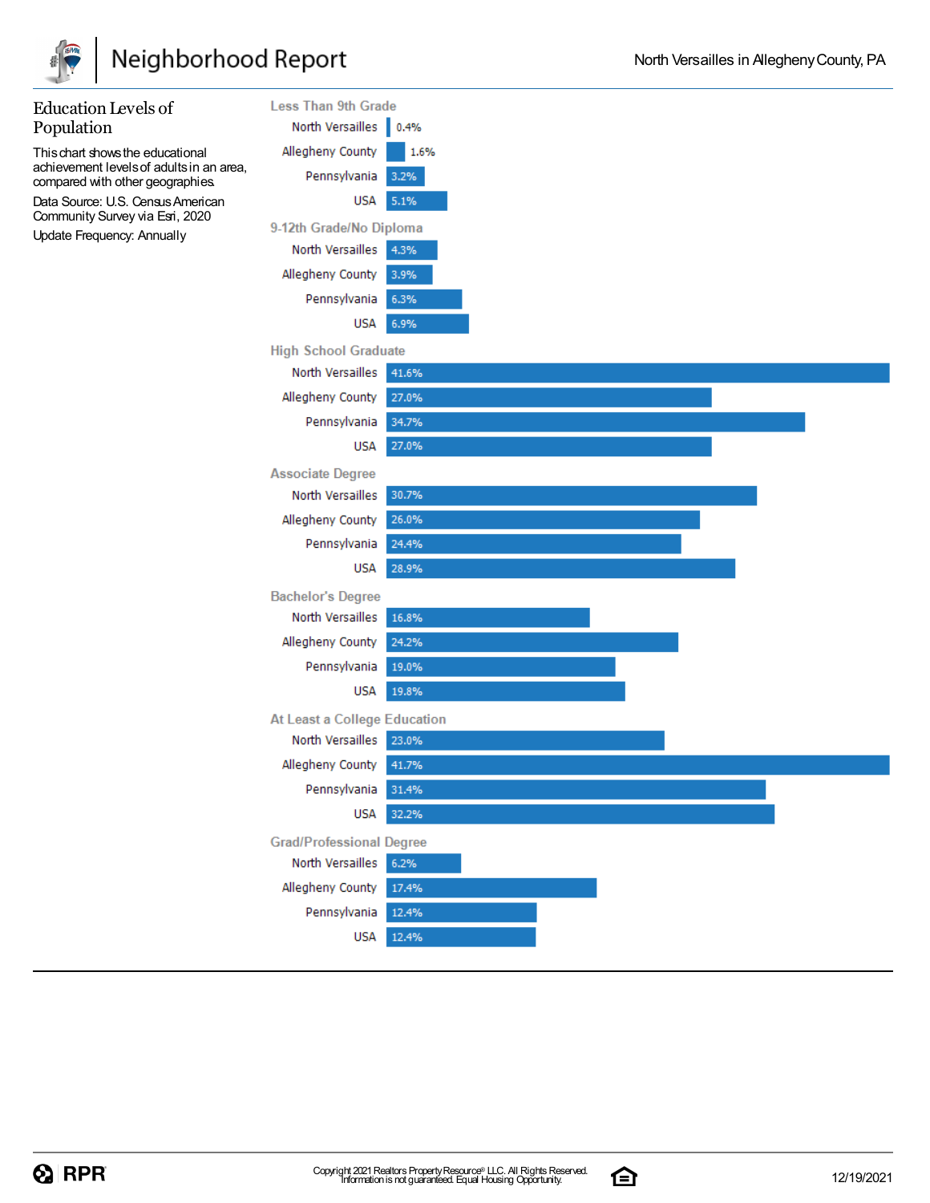## Education Levels of Population

This chart shows the educational achievement levels of adults in an area, compared with other geographies.

Data Source: U.S. Census American Community Survey via Esri, 2020

Update Frequency: Annually

| Education Level | North Versailles | Allegheny County | Pennsylvania | USA |
|---|---|---|---|---|
| Less Than 9th Grade | 0.4% | 1.6% | 3.2% | 5.1% |
| 9-12th Grade/No Diploma | 4.3% | 3.9% | 6.3% | 6.9% |
| High School Graduate | 41.6% | 27.0% | 34.7% | 27.0% |
| Associate Degree | 30.7% | 26.0% | 24.4% | 28.9% |
| Bachelor's Degree | 16.8% | 24.2% | 19.0% | 19.8% |
| At Least a College Education | 23.0% | 41.7% | 31.4% | 32.2% |
| Grad/Professional Degree | 6.2% | 17.4% | 12.4% | 12.4% |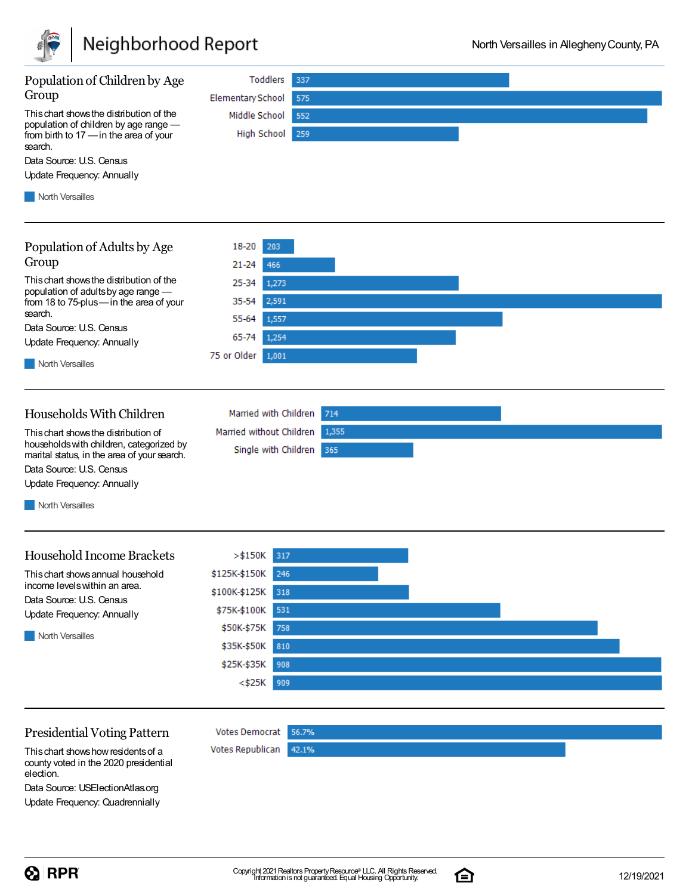## Population of Children by Age Group

This chart shows the distribution of the population of children by age range — from birth to 17 — in the area of your search.

Data Source: U.S. Census

Update Frequency: Annually

| Age Group | North Versailles |
|---|---|
| Toddlers | 337 |
| Elementary School | 575 |
| Middle School | 552 |
| High School | 259 |

## Population of Adults by Age Group

This chart shows the distribution of the population of adults by age range — from 18 to 75-plus — in the area of your search.

Data Source: U.S. Census

Update Frequency: Annually

| Age Group | North Versailles |
|---|---|
| 18-20 | 203 |
| 21-24 | 466 |
| 25-34 | 1,273 |
| 35-54 | 2,591 |
| 55-64 | 1,557 |
| 65-74 | 1,254 |
| 75 or Older | 1,001 |

## Households With Children

This chart shows the distribution of households with children, categorized by marital status, in the area of your search.

Data Source: U.S. Census

Update Frequency: Annually

| Household Type | North Versailles |
|---|---|
| Married with Children | 714 |
| Married without Children | 1,355 |
| Single with Children | 365 |

## Household Income Brackets

This chart shows annual household income levels within an area.

Data Source: U.S. Census

Update Frequency: Annually

| Income Bracket | North Versailles |
|---|---|
| >$150K | 317 |
| $125K-$150K | 246 |
| $100K-$125K | 318 |
| $75K-$100K | 531 |
| $50K-$75K | 758 |
| $35K-$50K | 810 |
| $25K-$35K | 908 |
| <$25K | 909 |

## Presidential Voting Pattern

This chart shows how residents of a county voted in the 2020 presidential election.

Data Source: USElectionAtlas.org

Update Frequency: Quadrennially

| Vote | Percent |
|---|---|
| Votes Democrat | 56.7% |
| Votes Republican | 42.1% |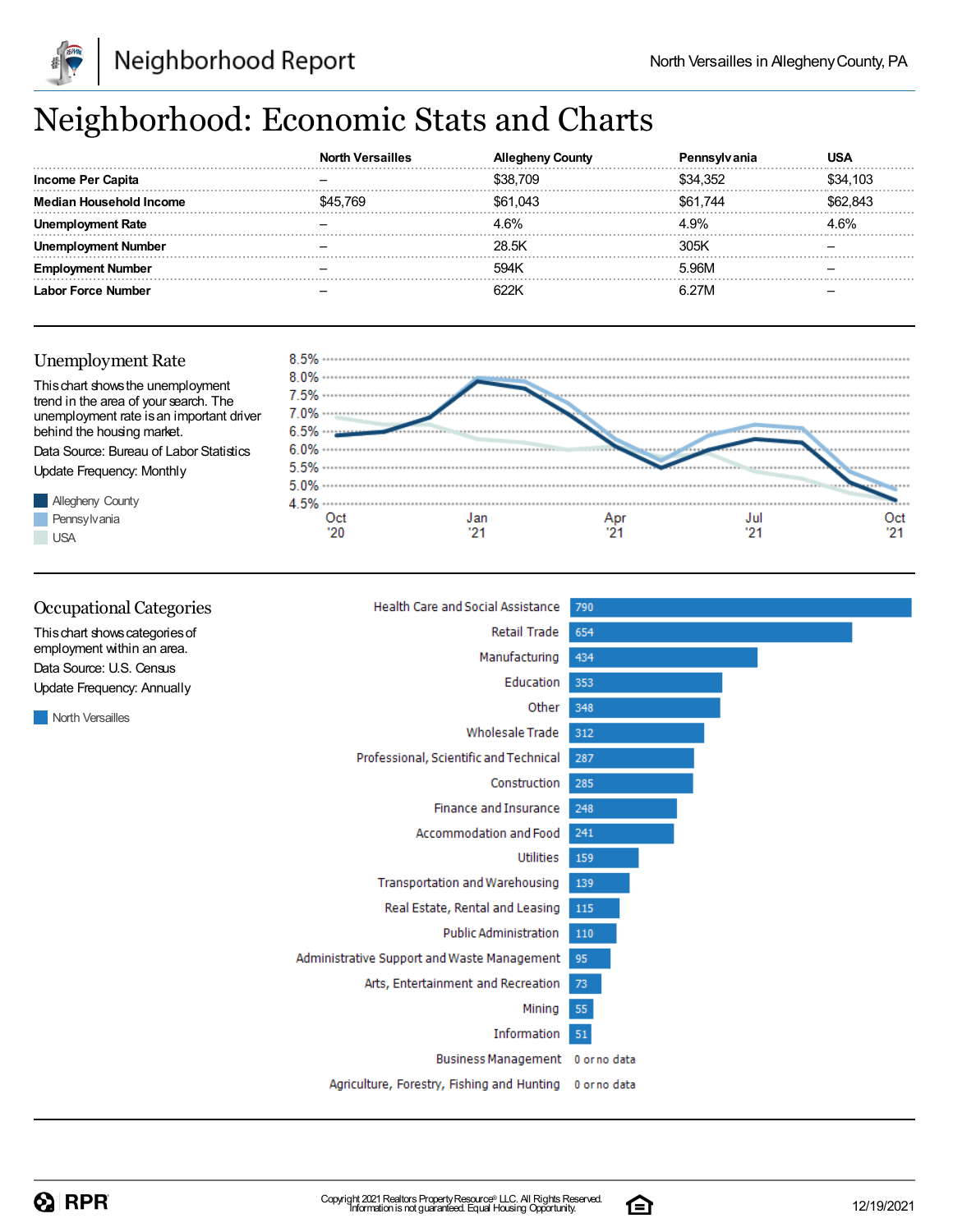# Neighborhood: Economic Stats and Charts

| | North Versailles | Allegheny County | Pennsylvania | USA |
|---|---|---|---|---|
| **Income Per Capita** | – | $38,709 | $34,352 | $34,103 |
| **Median Household Income** | $45,769 | $61,043 | $61,744 | $62,843 |
| **Unemployment Rate** | – | 4.6% | 4.9% | 4.6% |
| **Unemployment Number** | – | 28.5K | 305K | – |
| **Employment Number** | – | 594K | 5.96M | – |
| **Labor Force Number** | – | 622K | 6.27M | – |

## Unemployment Rate

This chart shows the unemployment trend in the area of your search. The unemployment rate is an important driver behind the housing market.

Data Source: Bureau of Labor Statistics

Update Frequency: Monthly

Allegheny County
Pennsylvania
USA

## Occupational Categories

This chart shows categories of employment within an area.

Data Source: U.S. Census

Update Frequency: Annually

North Versailles

| Category | North Versailles |
|---|---|
| Health Care and Social Assistance | 790 |
| Retail Trade | 654 |
| Manufacturing | 434 |
| Education | 353 |
| Other | 348 |
| Wholesale Trade | 312 |
| Professional, Scientific and Technical | 287 |
| Construction | 285 |
| Finance and Insurance | 248 |
| Accommodation and Food | 241 |
| Utilities | 159 |
| Transportation and Warehousing | 139 |
| Real Estate, Rental and Leasing | 115 |
| Public Administration | 110 |
| Administrative Support and Waste Management | 95 |
| Arts, Entertainment and Recreation | 73 |
| Mining | 55 |
| Information | 51 |
| Business Management | 0 or no data |
| Agriculture, Forestry, Fishing and Hunting | 0 or no data |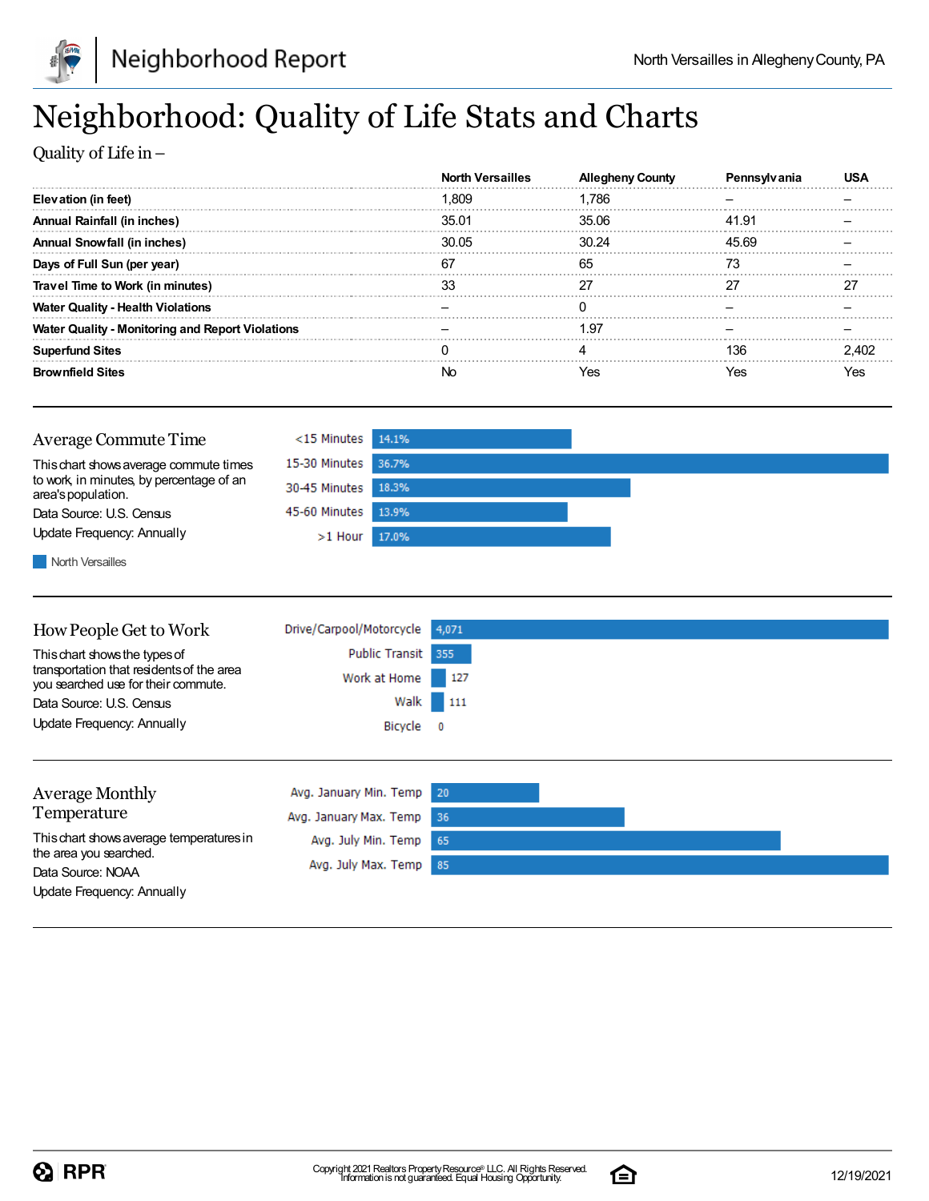# Neighborhood: Quality of Life Stats and Charts

Quality of Life in –

| | North Versailles | Allegheny County | Pennsylvania | USA |
|---|---|---|---|---|
| **Elevation (in feet)** | 1,809 | 1,786 | – | – |
| **Annual Rainfall (in inches)** | 35.01 | 35.06 | 41.91 | – |
| **Annual Snowfall (in inches)** | 30.05 | 30.24 | 45.69 | – |
| **Days of Full Sun (per year)** | 67 | 65 | 73 | – |
| **Travel Time to Work (in minutes)** | 33 | 27 | 27 | 27 |
| **Water Quality - Health Violations** | – | 0 | – | – |
| **Water Quality - Monitoring and Report Violations** | – | 1.97 | – | – |
| **Superfund Sites** | 0 | 4 | 136 | 2,402 |
| **Brownfield Sites** | No | Yes | Yes | Yes |

## Average Commute Time

This chart shows average commute times to work, in minutes, by percentage of an area's population.

Data Source: U.S. Census

Update Frequency: Annually

| | North Versailles |
|---|---|
| <15 Minutes | 14.1% |
| 15-30 Minutes | 36.7% |
| 30-45 Minutes | 18.3% |
| 45-60 Minutes | 13.9% |
| >1 Hour | 17.0% |

## How People Get to Work

This chart shows the types of transportation that residents of the area you searched use for their commute.

Data Source: U.S. Census

Update Frequency: Annually

| | |
|---|---|
| Drive/Carpool/Motorcycle | 4,071 |
| Public Transit | 355 |
| Work at Home | 127 |
| Walk | 111 |
| Bicycle | 0 |

## Average Monthly Temperature

This chart shows average temperatures in the area you searched.

Data Source: NOAA

Update Frequency: Annually

| | |
|---|---|
| Avg. January Min. Temp | 20 |
| Avg. January Max. Temp | 36 |
| Avg. July Min. Temp | 65 |
| Avg. July Max. Temp | 85 |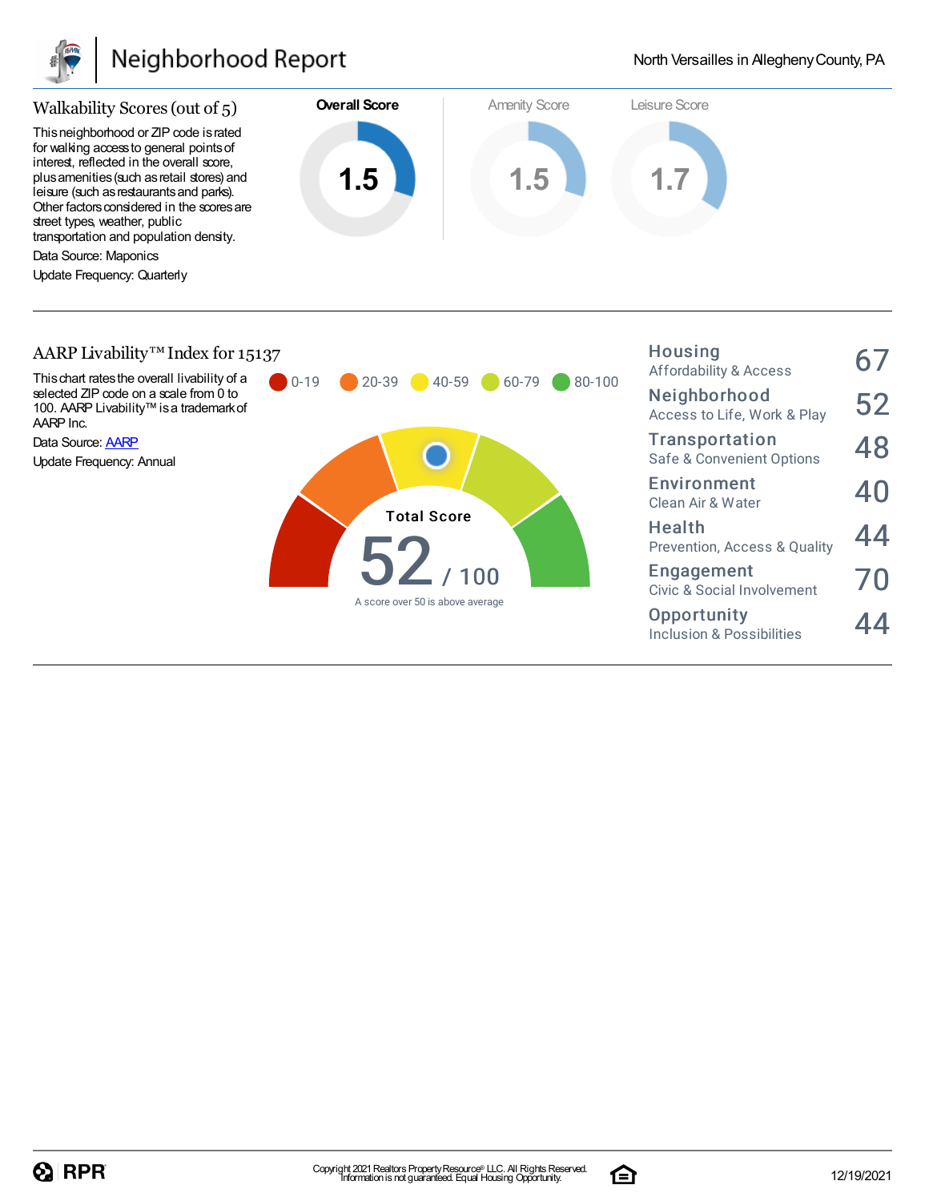# Neighborhood Report

North Versailles in Allegheny County, PA

## Walkability Scores (out of 5)

This neighborhood or ZIP code is rated for walking access to general points of interest, reflected in the overall score, plus amenities (such as retail stores) and leisure (such as restaurants and parks). Other factors considered in the scores are street types, weather, public transportation and population density.

Data Source: Maponics

Update Frequency: Quarterly

| Overall Score | Amenity Score | Leisure Score |
|---|---|---|
| 1.5 | 1.5 | 1.7 |

## AARP Livability™ Index for 15137

This chart rates the overall livability of a selected ZIP code on a scale from 0 to 100. AARP Livability™ is a trademark of AARP Inc.

Data Source: AARP

Update Frequency: Annual

0-19 | 20-39 | 40-59 | 60-79 | 80-100

**Total Score**

52 / 100

A score over 50 is above average

| Category | Score |
|---|---|
| **Housing** Affordability & Access | 67 |
| **Neighborhood** Access to Life, Work & Play | 52 |
| **Transportation** Safe & Convenient Options | 48 |
| **Environment** Clean Air & Water | 40 |
| **Health** Prevention, Access & Quality | 44 |
| **Engagement** Civic & Social Involvement | 70 |
| **Opportunity** Inclusion & Possibilities | 44 |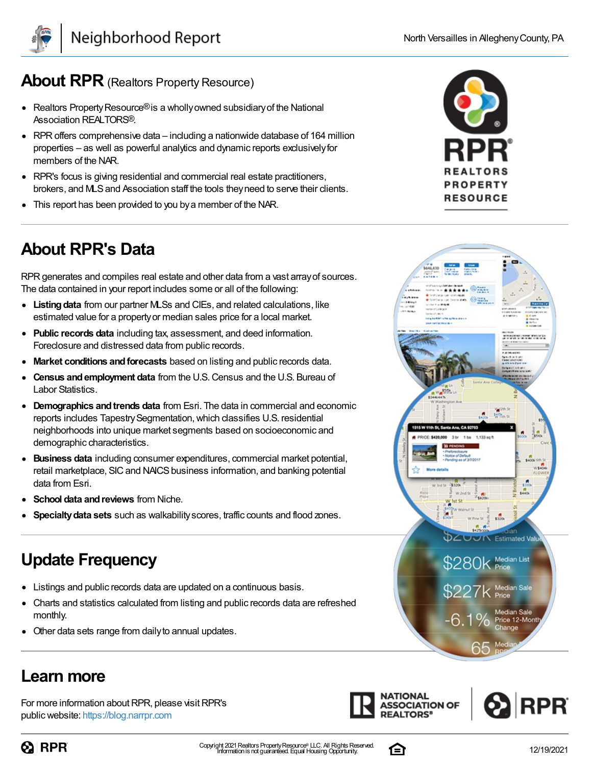## About RPR (Realtors Property Resource)

- Realtors Property Resource® is a wholly owned subsidiary of the National Association REALTORS®.
- RPR offers comprehensive data – including a nationwide database of 164 million properties – as well as powerful analytics and dynamic reports exclusively for members of the NAR.
- RPR's focus is giving residential and commercial real estate practitioners, brokers, and MLS and Association staff the tools they need to serve their clients.
- This report has been provided to you by a member of the NAR.

## About RPR's Data

RPR generates and compiles real estate and other data from a vast array of sources. The data contained in your report includes some or all of the following:

- **Listing data** from our partner MLSs and CIEs, and related calculations, like estimated value for a property or median sales price for a local market.
- **Public records data** including tax, assessment, and deed information. Foreclosure and distressed data from public records.
- **Market conditions and forecasts** based on listing and public records data.
- **Census and employment data** from the U.S. Census and the U.S. Bureau of Labor Statistics.
- **Demographics and trends data** from Esri. The data in commercial and economic reports includes Tapestry Segmentation, which classifies U.S. residential neighborhoods into unique market segments based on socioeconomic and demographic characteristics.
- **Business data** including consumer expenditures, commercial market potential, retail marketplace, SIC and NAICS business information, and banking potential data from Esri.
- **School data and reviews** from Niche.
- **Specialty data sets** such as walkability scores, traffic counts and flood zones.

## Update Frequency

- Listings and public records data are updated on a continuous basis.
- Charts and statistics calculated from listing and public records data are refreshed monthly.
- Other data sets range from daily to annual updates.

## Learn more

For more information about RPR, please visit RPR's public website: https://blog.narrpr.com